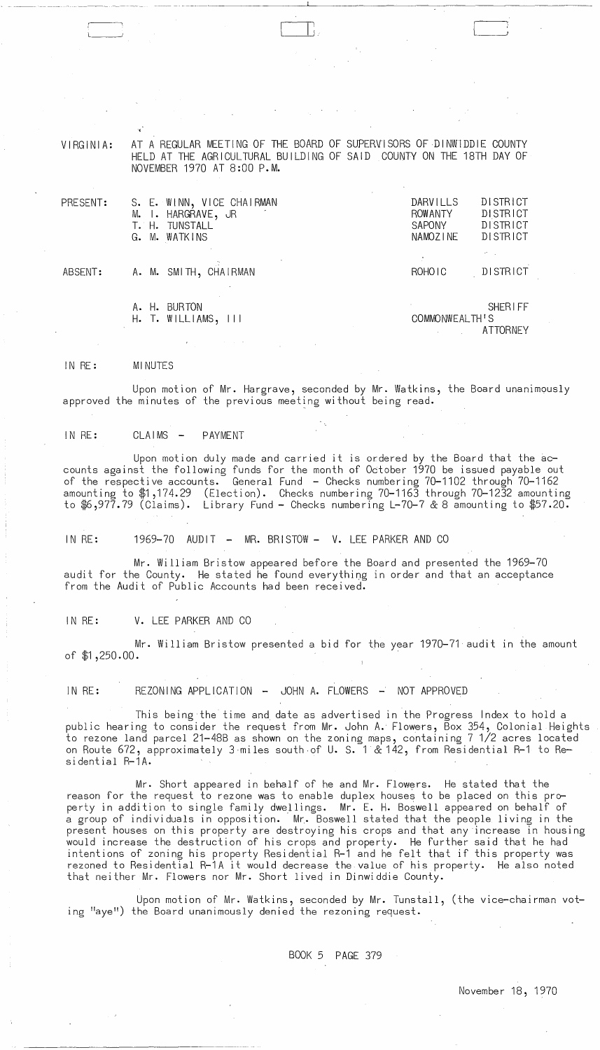VIRGINIA: AT A REGULAR MEETING OF THE BOARD OF SUPERVISORS OF DINWIDDIE COUNTY HELD AT THE AGRICULTURAL BUILDING OF SAID COUNTY ON THE 18TH DAY OF NOVEMBER 1970 AT 8:00 P.M.

| | | | |
|---|---|---|---|
| PRESENT: | S. E. WINN, VICE CHAIRMAN | DARVILLS | DISTRICT |
| | M. I. HARGRAVE, JR | ROWANTY | DISTRICT |
| | T. H. TUNSTALL | SAPONY | DISTRICT |
| | G. M. WATKINS | NAMOZINE | DISTRICT |
| ABSENT: | A. M. SMITH, CHAIRMAN | ROHOIC | DISTRICT |
| | A. H. BURTON | | SHERIFF |
| | H. T. WILLIAMS, III | COMMONWEALTH'S | ATTORNEY |

IN RE: MINUTES

Upon motion of Mr. Hargrave, seconded by Mr. Watkins, the Board unanimously approved the minutes of the previous meeting without being read.

IN RE: CLAIMS - PAYMENT

Upon motion duly made and carried it is ordered by the Board that the accounts against the following funds for the month of October 1970 be issued payable out of the respective accounts. General Fund - Checks numbering 70-1102 through 70-1162 amounting to $1,174.29 (Election). Checks numbering 70-1163 through 70-1232 amounting to $6,977.79 (Claims). Library Fund - Checks numbering L-70-7 & 8 amounting to $57.20.

IN RE: 1969-70 AUDIT - MR. BRISTOW - V. LEE PARKER AND CO

Mr. William Bristow appeared before the Board and presented the 1969-70 audit for the County. He stated he found everything in order and that an acceptance from the Audit of Public Accounts had been received.

IN RE: V. LEE PARKER AND CO

Mr. William Bristow presented a bid for the year 1970-71 audit in the amount of $1,250.00.

IN RE: REZONING APPLICATION - JOHN A. FLOWERS - NOT APPROVED

This being the time and date as advertised in the Progress Index to hold a public hearing to consider the request from Mr. John A. Flowers, Box 354, Colonial Heights to rezone land parcel 21-48B as shown on the zoning maps, containing 7 1/2 acres located on Route 672, approximately 3 miles south of U. S. 1 & 142, from Residential R-1 to Residential R-1A.

Mr. Short appeared in behalf of he and Mr. Flowers. He stated that the reason for the request to rezone was to enable duplex houses to be placed on this property in addition to single family dwellings. Mr. E. H. Boswell appeared on behalf of a group of individuals in opposition. Mr. Boswell stated that the people living in the present houses on this property are destroying his crops and that any increase in housing would increase the destruction of his crops and property. He further said that he had intentions of zoning his property Residential R-1 and he felt that if this property was rezoned to Residential R-1A it would decrease the value of his property. He also noted that neither Mr. Flowers nor Mr. Short lived in Dinwiddie County.

Upon motion of Mr. Watkins, seconded by Mr. Tunstall, (the vice-chairman voting "aye") the Board unanimously denied the rezoning request.

BOOK 5 PAGE 379

November 18, 1970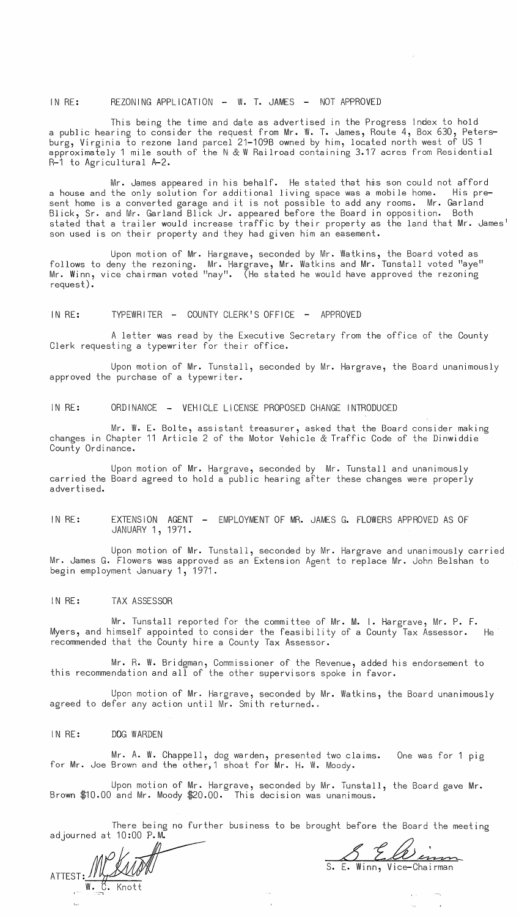IN RE: REZONING APPLICATION - W. T. JAMES - NOT APPROVED

This being the time and date as advertised in the Progress Index to hold a public hearing to consider the request from Mr. W. T. James, Route 4, Box 630, Petersburg, Virginia to rezone land parcel 21-109B owned by him, located north west of US 1 approximately 1 mile south of the N & W Railroad containing 3.17 acres from Residential R-1 to Agricultural A-2.

Mr. James appeared in his behalf. He stated that his son could not afford a house and the only solution for additional living space was a mobile home. His present home is a converted garage and it is not possible to add any rooms. Mr. Garland Blick, Sr. and Mr. Garland Blick Jr. appeared before the Board in opposition. Both stated that a trailer would increase traffic by their property as the land that Mr. James' son used is on their property and they had given him an easement.

Upon motion of Mr. Hargrave, seconded by Mr. Watkins, the Board voted as follows to deny the rezoning. Mr. Hargrave, Mr. Watkins and Mr. Tunstall voted "aye" Mr. Winn, vice chairman voted "nay". (He stated he would have approved the rezoning request).

IN RE: TYPEWRITER - COUNTY CLERK'S OFFICE - APPROVED

A letter was read by the Executive Secretary from the office of the County Clerk requesting a typewriter for their office.

Upon motion of Mr. Tunstall, seconded by Mr. Hargrave, the Board unanimously approved the purchase of a typewriter.

IN RE: ORDINANCE - VEHICLE LICENSE PROPOSED CHANGE INTRODUCED

Mr. W. E. Bolte, assistant treasurer, asked that the Board consider making changes in Chapter 11 Article 2 of the Motor Vehicle & Traffic Code of the Dinwiddie County Ordinance.

Upon motion of Mr. Hargrave, seconded by Mr. Tunstall and unanimously carried the Board agreed to hold a public hearing after these changes were properly advertised.

IN RE: EXTENSION AGENT - EMPLOYMENT OF MR. JAMES G. FLOWERS APPROVED AS OF JANUARY 1, 1971.

Upon motion of Mr. Tunstall, seconded by Mr. Hargrave and unanimously carried Mr. James G. Flowers was approved as an Extension Agent to replace Mr. John Belshan to begin employment January 1, 1971.

IN RE: TAX ASSESSOR

Mr. Tunstall reported for the committee of Mr. M. I. Hargrave, Mr. P. F. Myers, and himself appointed to consider the feasibility of a County Tax Assessor. He recommended that the County hire a County Tax Assessor.

Mr. R. W. Bridgman, Commissioner of the Revenue, added his endorsement to this recommendation and all of the other supervisors spoke in favor.

Upon motion of Mr. Hargrave, seconded by Mr. Watkins, the Board unanimously agreed to defer any action until Mr. Smith returned.

IN RE: DOG WARDEN

Mr. A. W. Chappell, dog warden, presented two claims. One was for 1 pig for Mr. Joe Brown and the other, 1 shoat for Mr. H. W. Moody.

Upon motion of Mr. Hargrave, seconded by Mr. Tunstall, the Board gave Mr. Brown $10.00 and Mr. Moody $20.00. This decision was unanimous.

There being no further business to be brought before the Board the meeting adjourned at 10:00 P.M.

ATTEST: W. C. Knott

S. E. Winn, Vice-Chairman